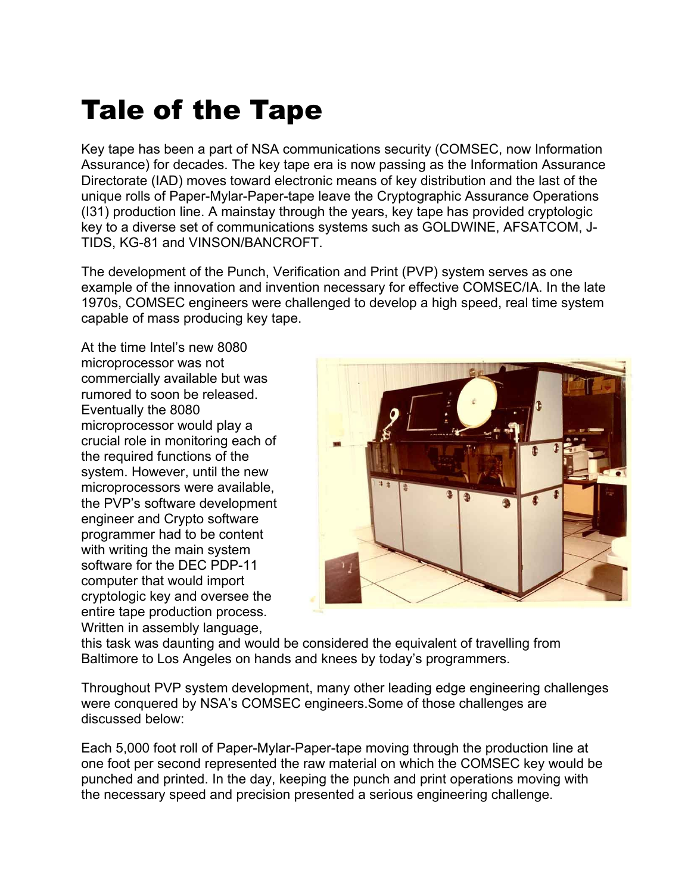# Tale of the Tape

Key tape has been a part of NSA communications security (COMSEC, now Information Assurance) for decades. The key tape era is now passing as the Information Assurance Directorate (IAD) moves toward electronic means of key distribution and the last of the unique rolls of Paper-Mylar-Paper-tape leave the Cryptographic Assurance Operations (I31) production line. A mainstay through the years, key tape has provided cryptologic key to a diverse set of communications systems such as GOLDWINE, AFSATCOM, J-TIDS, KG-81 and VINSON/BANCROFT.

The development of the Punch, Verification and Print (PVP) system serves as one example of the innovation and invention necessary for effective COMSEC/IA. In the late 1970s, COMSEC engineers were challenged to develop a high speed, real time system capable of mass producing key tape.

At the time Intel's new 8080 microprocessor was not commercially available but was rumored to soon be released. Eventually the 8080 microprocessor would play a crucial role in monitoring each of the required functions of the system. However, until the new microprocessors were available, the PVP's software development engineer and Crypto software programmer had to be content with writing the main system software for the DEC PDP-11 computer that would import cryptologic key and oversee the entire tape production process. Written in assembly language, this task was daunting and would be considered the equivalent of travelling from Baltimore to Los Angeles on hands and knees by today's programmers.

Throughout PVP system development, many other leading edge engineering challenges were conquered by NSA's COMSEC engineers.Some of those challenges are discussed below:

Each 5,000 foot roll of Paper-Mylar-Paper-tape moving through the production line at one foot per second represented the raw material on which the COMSEC key would be punched and printed. In the day, keeping the punch and print operations moving with the necessary speed and precision presented a serious engineering challenge.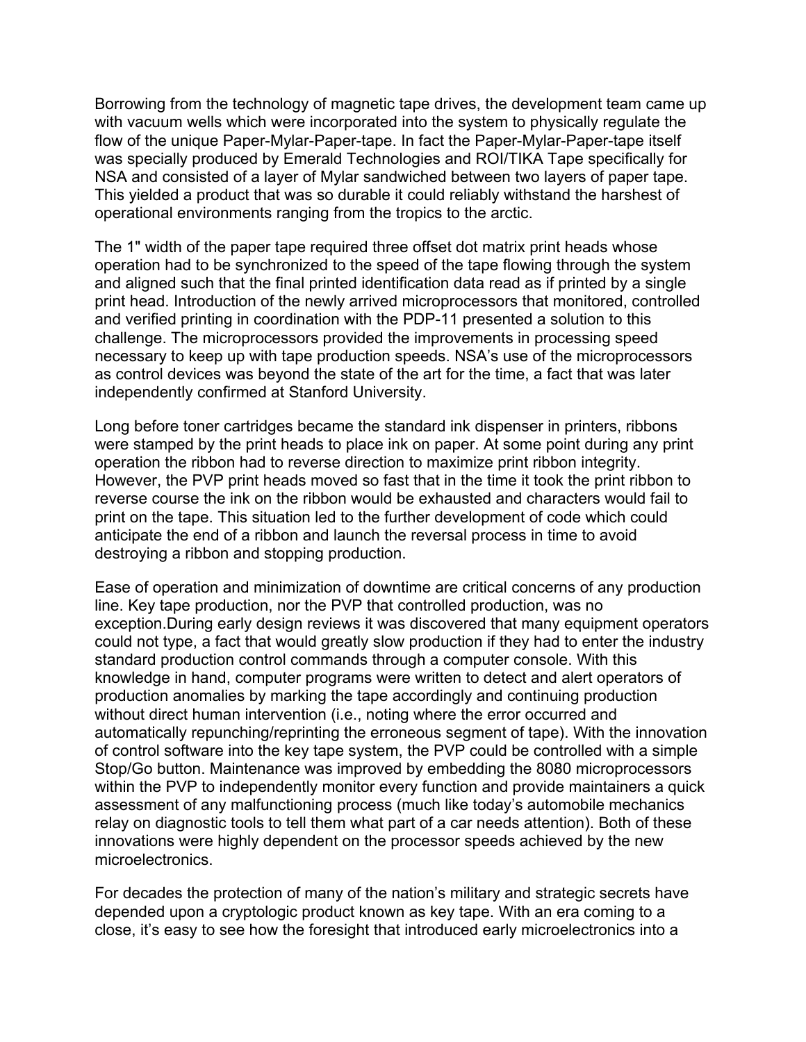Borrowing from the technology of magnetic tape drives, the development team came up with vacuum wells which were incorporated into the system to physically regulate the flow of the unique Paper-Mylar-Paper-tape. In fact the Paper-Mylar-Paper-tape itself was specially produced by Emerald Technologies and ROI/TIKA Tape specifically for NSA and consisted of a layer of Mylar sandwiched between two layers of paper tape. This yielded a product that was so durable it could reliably withstand the harshest of operational environments ranging from the tropics to the arctic.

The 1" width of the paper tape required three offset dot matrix print heads whose operation had to be synchronized to the speed of the tape flowing through the system and aligned such that the final printed identification data read as if printed by a single print head. Introduction of the newly arrived microprocessors that monitored, controlled and verified printing in coordination with the PDP-11 presented a solution to this challenge. The microprocessors provided the improvements in processing speed necessary to keep up with tape production speeds. NSA's use of the microprocessors as control devices was beyond the state of the art for the time, a fact that was later independently confirmed at Stanford University.

Long before toner cartridges became the standard ink dispenser in printers, ribbons were stamped by the print heads to place ink on paper. At some point during any print operation the ribbon had to reverse direction to maximize print ribbon integrity. However, the PVP print heads moved so fast that in the time it took the print ribbon to reverse course the ink on the ribbon would be exhausted and characters would fail to print on the tape. This situation led to the further development of code which could anticipate the end of a ribbon and launch the reversal process in time to avoid destroying a ribbon and stopping production.

Ease of operation and minimization of downtime are critical concerns of any production line. Key tape production, nor the PVP that controlled production, was no exception.During early design reviews it was discovered that many equipment operators could not type, a fact that would greatly slow production if they had to enter the industry standard production control commands through a computer console. With this knowledge in hand, computer programs were written to detect and alert operators of production anomalies by marking the tape accordingly and continuing production without direct human intervention (i.e., noting where the error occurred and automatically repunching/reprinting the erroneous segment of tape). With the innovation of control software into the key tape system, the PVP could be controlled with a simple Stop/Go button. Maintenance was improved by embedding the 8080 microprocessors within the PVP to independently monitor every function and provide maintainers a quick assessment of any malfunctioning process (much like today's automobile mechanics relay on diagnostic tools to tell them what part of a car needs attention). Both of these innovations were highly dependent on the processor speeds achieved by the new microelectronics.

For decades the protection of many of the nation's military and strategic secrets have depended upon a cryptologic product known as key tape. With an era coming to a close, it's easy to see how the foresight that introduced early microelectronics into a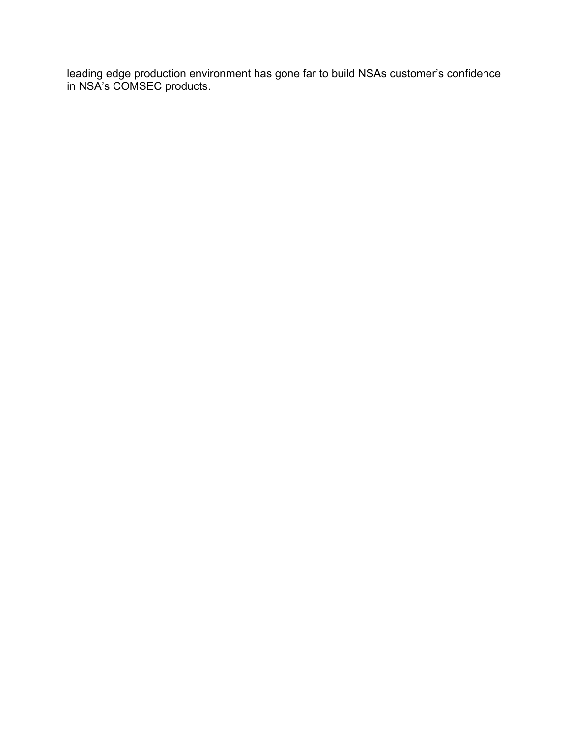leading edge production environment has gone far to build NSAs customer's confidence in NSA's COMSEC products.